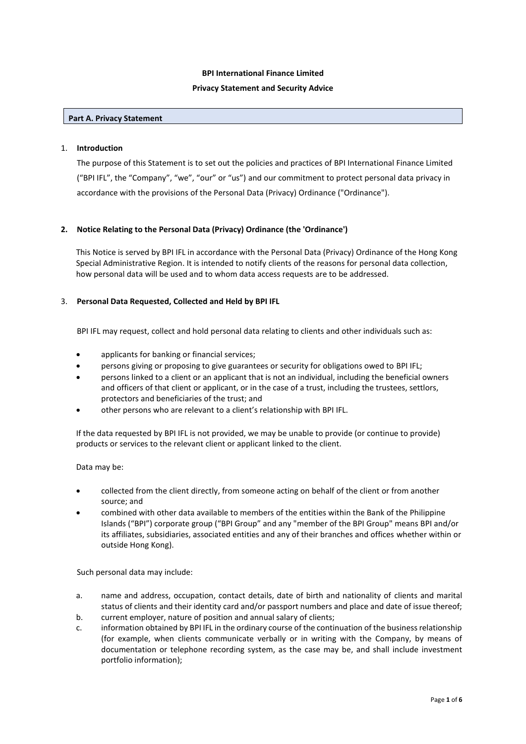**BPI International Finance Limited**

**Privacy Statement and Security Advice**

## Part A. Privacy Statement

1. **Introduction**

   The purpose of this Statement is to set out the policies and practices of BPI International Finance Limited ("BPI IFL", the "Company", "we", "our" or "us") and our commitment to protect personal data privacy in accordance with the provisions of the Personal Data (Privacy) Ordinance ("Ordinance").

2. **Notice Relating to the Personal Data (Privacy) Ordinance (the 'Ordinance')**

   This Notice is served by BPI IFL in accordance with the Personal Data (Privacy) Ordinance of the Hong Kong Special Administrative Region. It is intended to notify clients of the reasons for personal data collection, how personal data will be used and to whom data access requests are to be addressed.

3. **Personal Data Requested, Collected and Held by BPI IFL**

   BPI IFL may request, collect and hold personal data relating to clients and other individuals such as:

   - applicants for banking or financial services;
   - persons giving or proposing to give guarantees or security for obligations owed to BPI IFL;
   - persons linked to a client or an applicant that is not an individual, including the beneficial owners and officers of that client or applicant, or in the case of a trust, including the trustees, settlors, protectors and beneficiaries of the trust; and
   - other persons who are relevant to a client's relationship with BPI IFL.

   If the data requested by BPI IFL is not provided, we may be unable to provide (or continue to provide) products or services to the relevant client or applicant linked to the client.

   Data may be:

   - collected from the client directly, from someone acting on behalf of the client or from another source; and
   - combined with other data available to members of the entities within the Bank of the Philippine Islands ("BPI") corporate group ("BPI Group" and any "member of the BPI Group" means BPI and/or its affiliates, subsidiaries, associated entities and any of their branches and offices whether within or outside Hong Kong).

   Such personal data may include:

   a. name and address, occupation, contact details, date of birth and nationality of clients and marital status of clients and their identity card and/or passport numbers and place and date of issue thereof;
   b. current employer, nature of position and annual salary of clients;
   c. information obtained by BPI IFL in the ordinary course of the continuation of the business relationship (for example, when clients communicate verbally or in writing with the Company, by means of documentation or telephone recording system, as the case may be, and shall include investment portfolio information);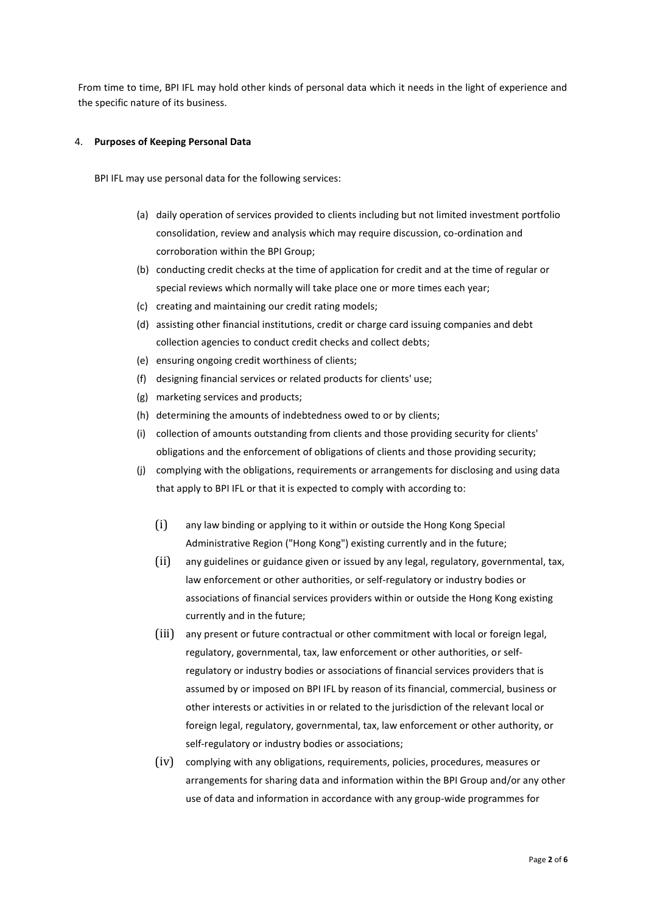From time to time, BPI IFL may hold other kinds of personal data which it needs in the light of experience and the specific nature of its business.

4. **Purposes of Keeping Personal Data**

BPI IFL may use personal data for the following services:

(a) daily operation of services provided to clients including but not limited investment portfolio consolidation, review and analysis which may require discussion, co-ordination and corroboration within the BPI Group;

(b) conducting credit checks at the time of application for credit and at the time of regular or special reviews which normally will take place one or more times each year;

(c) creating and maintaining our credit rating models;

(d) assisting other financial institutions, credit or charge card issuing companies and debt collection agencies to conduct credit checks and collect debts;

(e) ensuring ongoing credit worthiness of clients;

(f) designing financial services or related products for clients' use;

(g) marketing services and products;

(h) determining the amounts of indebtedness owed to or by clients;

(i) collection of amounts outstanding from clients and those providing security for clients' obligations and the enforcement of obligations of clients and those providing security;

(j) complying with the obligations, requirements or arrangements for disclosing and using data that apply to BPI IFL or that it is expected to comply with according to:

    (i) any law binding or applying to it within or outside the Hong Kong Special Administrative Region ("Hong Kong") existing currently and in the future;

    (ii) any guidelines or guidance given or issued by any legal, regulatory, governmental, tax, law enforcement or other authorities, or self-regulatory or industry bodies or associations of financial services providers within or outside the Hong Kong existing currently and in the future;

    (iii) any present or future contractual or other commitment with local or foreign legal, regulatory, governmental, tax, law enforcement or other authorities, or self-regulatory or industry bodies or associations of financial services providers that is assumed by or imposed on BPI IFL by reason of its financial, commercial, business or other interests or activities in or related to the jurisdiction of the relevant local or foreign legal, regulatory, governmental, tax, law enforcement or other authority, or self-regulatory or industry bodies or associations;

    (iv) complying with any obligations, requirements, policies, procedures, measures or arrangements for sharing data and information within the BPI Group and/or any other use of data and information in accordance with any group-wide programmes for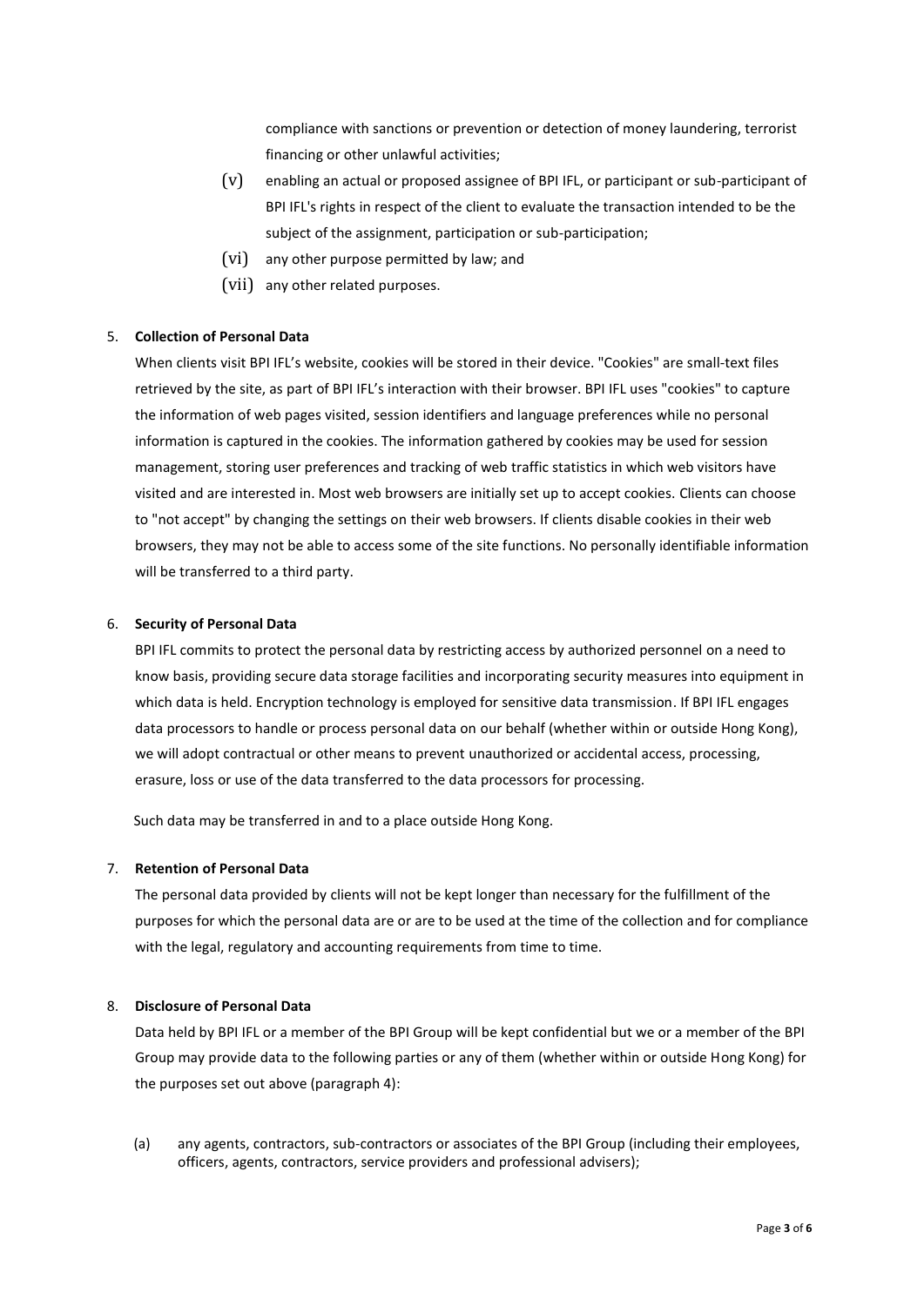compliance with sanctions or prevention or detection of money laundering, terrorist financing or other unlawful activities;

(v) enabling an actual or proposed assignee of BPI IFL, or participant or sub-participant of BPI IFL's rights in respect of the client to evaluate the transaction intended to be the subject of the assignment, participation or sub-participation;

(vi) any other purpose permitted by law; and

(vii) any other related purposes.

5. **Collection of Personal Data**

When clients visit BPI IFL's website, cookies will be stored in their device. "Cookies" are small-text files retrieved by the site, as part of BPI IFL's interaction with their browser. BPI IFL uses "cookies" to capture the information of web pages visited, session identifiers and language preferences while no personal information is captured in the cookies. The information gathered by cookies may be used for session management, storing user preferences and tracking of web traffic statistics in which web visitors have visited and are interested in. Most web browsers are initially set up to accept cookies. Clients can choose to "not accept" by changing the settings on their web browsers. If clients disable cookies in their web browsers, they may not be able to access some of the site functions. No personally identifiable information will be transferred to a third party.

6. **Security of Personal Data**

BPI IFL commits to protect the personal data by restricting access by authorized personnel on a need to know basis, providing secure data storage facilities and incorporating security measures into equipment in which data is held. Encryption technology is employed for sensitive data transmission. If BPI IFL engages data processors to handle or process personal data on our behalf (whether within or outside Hong Kong), we will adopt contractual or other means to prevent unauthorized or accidental access, processing, erasure, loss or use of the data transferred to the data processors for processing.

Such data may be transferred in and to a place outside Hong Kong.

7. **Retention of Personal Data**

The personal data provided by clients will not be kept longer than necessary for the fulfillment of the purposes for which the personal data are or are to be used at the time of the collection and for compliance with the legal, regulatory and accounting requirements from time to time.

8. **Disclosure of Personal Data**

Data held by BPI IFL or a member of the BPI Group will be kept confidential but we or a member of the BPI Group may provide data to the following parties or any of them (whether within or outside Hong Kong) for the purposes set out above (paragraph 4):

(a) any agents, contractors, sub-contractors or associates of the BPI Group (including their employees, officers, agents, contractors, service providers and professional advisers);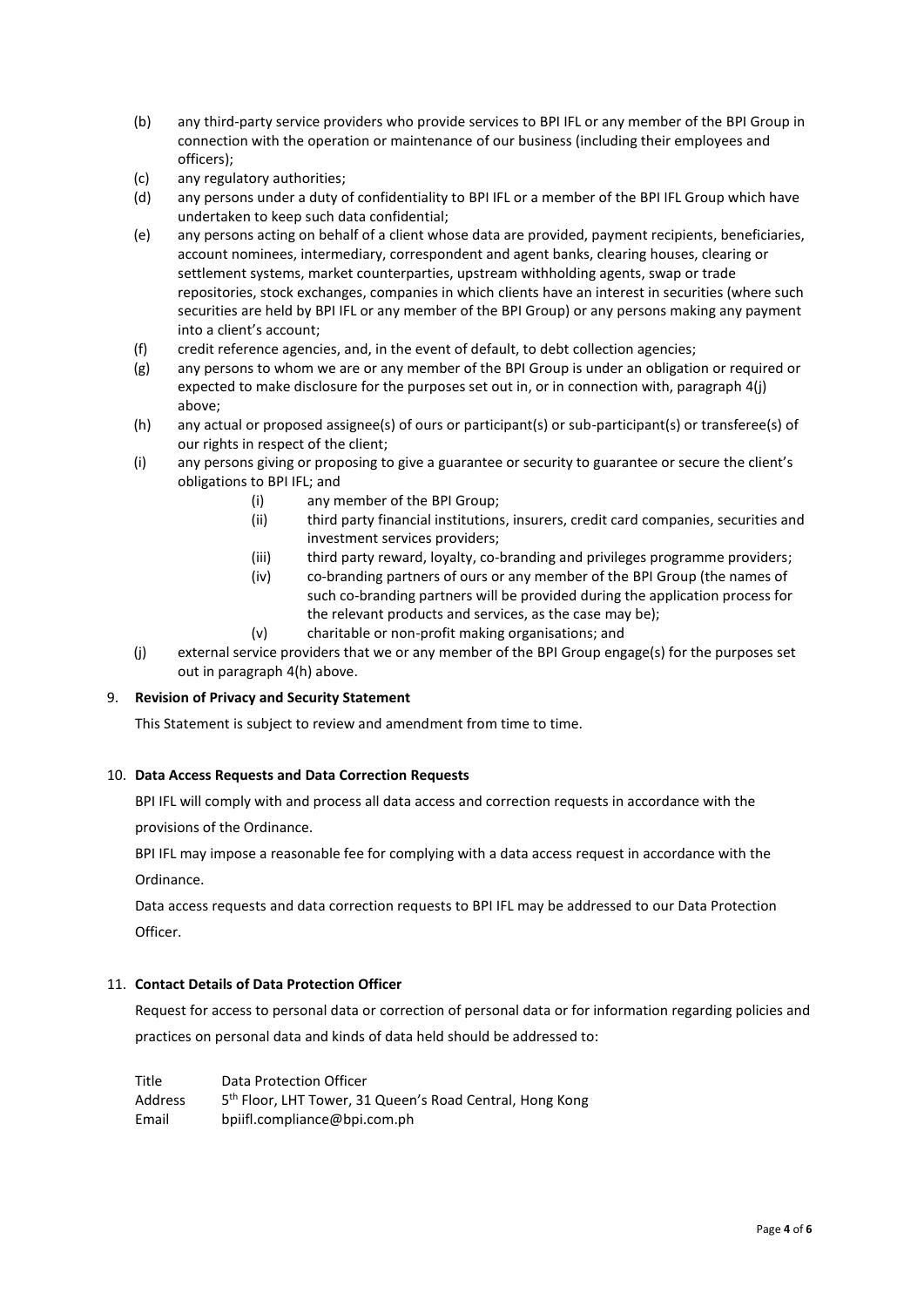(b) any third-party service providers who provide services to BPI IFL or any member of the BPI Group in connection with the operation or maintenance of our business (including their employees and officers);

(c) any regulatory authorities;

(d) any persons under a duty of confidentiality to BPI IFL or a member of the BPI IFL Group which have undertaken to keep such data confidential;

(e) any persons acting on behalf of a client whose data are provided, payment recipients, beneficiaries, account nominees, intermediary, correspondent and agent banks, clearing houses, clearing or settlement systems, market counterparties, upstream withholding agents, swap or trade repositories, stock exchanges, companies in which clients have an interest in securities (where such securities are held by BPI IFL or any member of the BPI Group) or any persons making any payment into a client's account;

(f) credit reference agencies, and, in the event of default, to debt collection agencies;

(g) any persons to whom we are or any member of the BPI Group is under an obligation or required or expected to make disclosure for the purposes set out in, or in connection with, paragraph 4(j) above;

(h) any actual or proposed assignee(s) of ours or participant(s) or sub-participant(s) or transferee(s) of our rights in respect of the client;

(i) any persons giving or proposing to give a guarantee or security to guarantee or secure the client's obligations to BPI IFL; and

   (i) any member of the BPI Group;

   (ii) third party financial institutions, insurers, credit card companies, securities and investment services providers;

   (iii) third party reward, loyalty, co-branding and privileges programme providers;

   (iv) co-branding partners of ours or any member of the BPI Group (the names of such co-branding partners will be provided during the application process for the relevant products and services, as the case may be);

   (v) charitable or non-profit making organisations; and

(j) external service providers that we or any member of the BPI Group engage(s) for the purposes set out in paragraph 4(h) above.

9. **Revision of Privacy and Security Statement**

This Statement is subject to review and amendment from time to time.

10. **Data Access Requests and Data Correction Requests**

BPI IFL will comply with and process all data access and correction requests in accordance with the provisions of the Ordinance.

BPI IFL may impose a reasonable fee for complying with a data access request in accordance with the Ordinance.

Data access requests and data correction requests to BPI IFL may be addressed to our Data Protection Officer.

11. **Contact Details of Data Protection Officer**

Request for access to personal data or correction of personal data or for information regarding policies and practices on personal data and kinds of data held should be addressed to:

| | |
|---|---|
| Title | Data Protection Officer |
| Address | 5th Floor, LHT Tower, 31 Queen's Road Central, Hong Kong |
| Email | bpiifl.compliance@bpi.com.ph |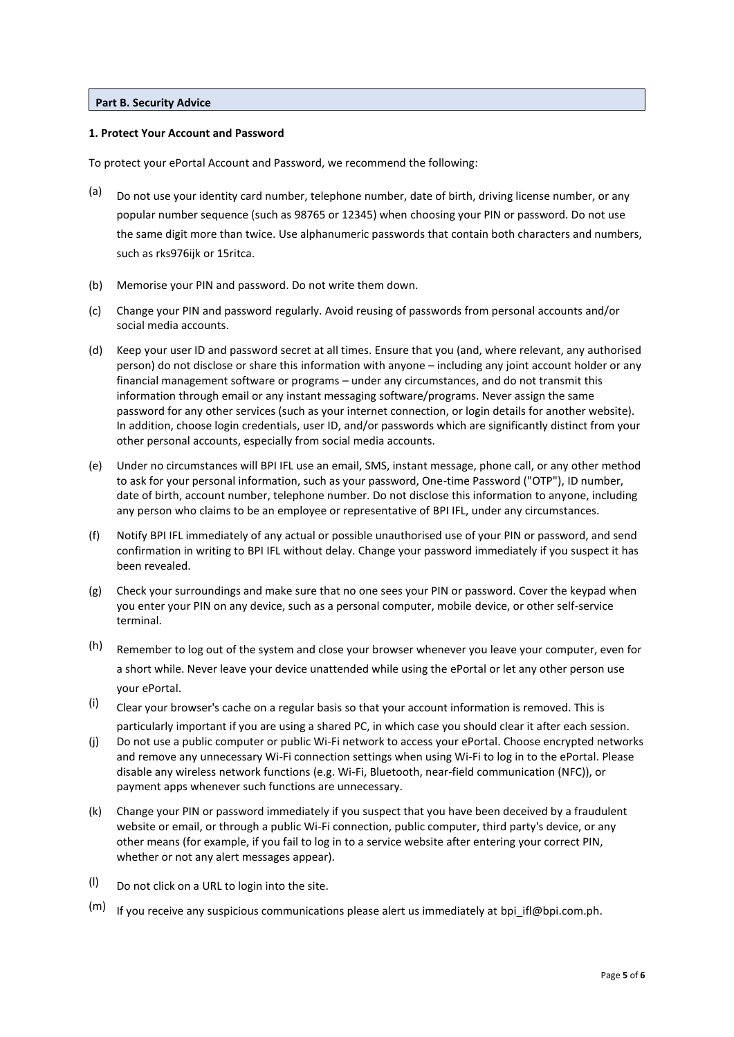## Part B. Security Advice

### 1. Protect Your Account and Password

To protect your ePortal Account and Password, we recommend the following:

(a) Do not use your identity card number, telephone number, date of birth, driving license number, or any popular number sequence (such as 98765 or 12345) when choosing your PIN or password. Do not use the same digit more than twice. Use alphanumeric passwords that contain both characters and numbers, such as rks976ijk or 15ritca.

(b) Memorise your PIN and password. Do not write them down.

(c) Change your PIN and password regularly. Avoid reusing of passwords from personal accounts and/or social media accounts.

(d) Keep your user ID and password secret at all times. Ensure that you (and, where relevant, any authorised person) do not disclose or share this information with anyone – including any joint account holder or any financial management software or programs – under any circumstances, and do not transmit this information through email or any instant messaging software/programs. Never assign the same password for any other services (such as your internet connection, or login details for another website). In addition, choose login credentials, user ID, and/or passwords which are significantly distinct from your other personal accounts, especially from social media accounts.

(e) Under no circumstances will BPI IFL use an email, SMS, instant message, phone call, or any other method to ask for your personal information, such as your password, One-time Password ("OTP"), ID number, date of birth, account number, telephone number. Do not disclose this information to anyone, including any person who claims to be an employee or representative of BPI IFL, under any circumstances.

(f) Notify BPI IFL immediately of any actual or possible unauthorised use of your PIN or password, and send confirmation in writing to BPI IFL without delay. Change your password immediately if you suspect it has been revealed.

(g) Check your surroundings and make sure that no one sees your PIN or password. Cover the keypad when you enter your PIN on any device, such as a personal computer, mobile device, or other self-service terminal.

(h) Remember to log out of the system and close your browser whenever you leave your computer, even for a short while. Never leave your device unattended while using the ePortal or let any other person use your ePortal.

(i) Clear your browser's cache on a regular basis so that your account information is removed. This is particularly important if you are using a shared PC, in which case you should clear it after each session.

(j) Do not use a public computer or public Wi-Fi network to access your ePortal. Choose encrypted networks and remove any unnecessary Wi-Fi connection settings when using Wi-Fi to log in to the ePortal. Please disable any wireless network functions (e.g. Wi-Fi, Bluetooth, near-field communication (NFC)), or payment apps whenever such functions are unnecessary.

(k) Change your PIN or password immediately if you suspect that you have been deceived by a fraudulent website or email, or through a public Wi-Fi connection, public computer, third party's device, or any other means (for example, if you fail to log in to a service website after entering your correct PIN, whether or not any alert messages appear).

(l) Do not click on a URL to login into the site.

(m) If you receive any suspicious communications please alert us immediately at bpi_ifl@bpi.com.ph.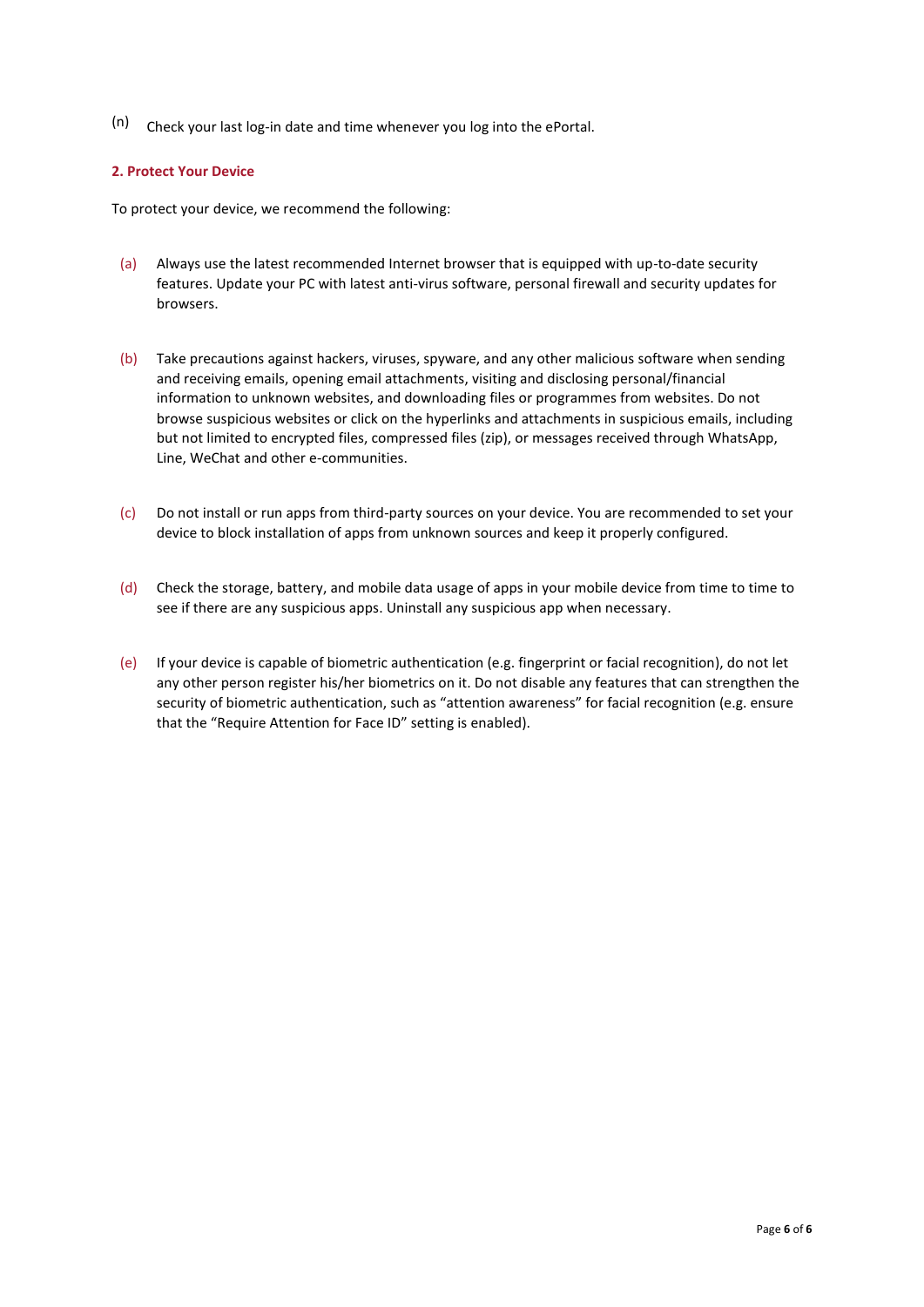(n) Check your last log-in date and time whenever you log into the ePortal.

## 2. Protect Your Device

To protect your device, we recommend the following:

(a) Always use the latest recommended Internet browser that is equipped with up-to-date security features. Update your PC with latest anti-virus software, personal firewall and security updates for browsers.

(b) Take precautions against hackers, viruses, spyware, and any other malicious software when sending and receiving emails, opening email attachments, visiting and disclosing personal/financial information to unknown websites, and downloading files or programmes from websites. Do not browse suspicious websites or click on the hyperlinks and attachments in suspicious emails, including but not limited to encrypted files, compressed files (zip), or messages received through WhatsApp, Line, WeChat and other e-communities.

(c) Do not install or run apps from third-party sources on your device. You are recommended to set your device to block installation of apps from unknown sources and keep it properly configured.

(d) Check the storage, battery, and mobile data usage of apps in your mobile device from time to time to see if there are any suspicious apps. Uninstall any suspicious app when necessary.

(e) If your device is capable of biometric authentication (e.g. fingerprint or facial recognition), do not let any other person register his/her biometrics on it. Do not disable any features that can strengthen the security of biometric authentication, such as "attention awareness" for facial recognition (e.g. ensure that the "Require Attention for Face ID" setting is enabled).